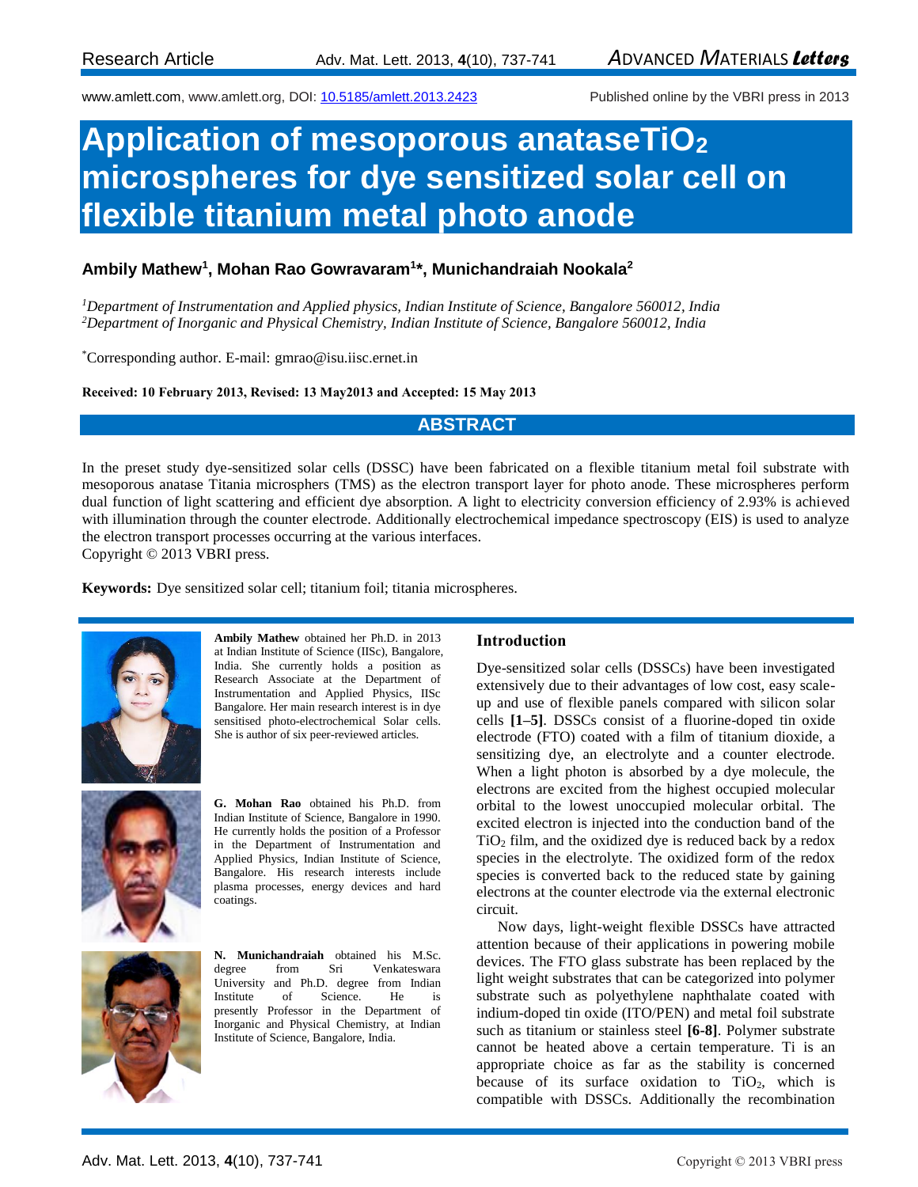Research Article

www.amlett.com, www.amlett.org, DOI: 10.5185/amlett.2013.2423

Published online by the VBRI press in 2013

# Application of mesoporous anataseTiO$_2$ microspheres for dye sensitized solar cell on flexible titanium metal photo anode

**Ambily Mathew[1], Mohan Rao Gowravaram[1]*, Munichandraiah Nookala[2]**

*[1]Department of Instrumentation and Applied physics, Indian Institute of Science, Bangalore 560012, India*
*[2]Department of Inorganic and Physical Chemistry, Indian Institute of Science, Bangalore 560012, India*

*Corresponding author. E-mail: gmrao@isu.iisc.ernet.in

**Received: 10 February 2013, Revised: 13 May2013 and Accepted: 15 May 2013**

## ABSTRACT

In the preset study dye-sensitized solar cells (DSSC) have been fabricated on a flexible titanium metal foil substrate with mesoporous anatase Titania microsphers (TMS) as the electron transport layer for photo anode. These microspheres perform dual function of light scattering and efficient dye absorption. A light to electricity conversion efficiency of 2.93% is achieved with illumination through the counter electrode. Additionally electrochemical impedance spectroscopy (EIS) is used to analyze the electron transport processes occurring at the various interfaces.
Copyright © 2013 VBRI press.

**Keywords:** Dye sensitized solar cell; titanium foil; titania microspheres.

**Ambily Mathew** obtained her Ph.D. in 2013 at Indian Institute of Science (IISc), Bangalore, India. She currently holds a position as Research Associate at the Department of Instrumentation and Applied Physics, IISc Bangalore. Her main research interest is in dye sensitised photo-electrochemical Solar cells. She is author of six peer-reviewed articles.

**G. Mohan Rao** obtained his Ph.D. from Indian Institute of Science, Bangalore in 1990. He currently holds the position of a Professor in the Department of Instrumentation and Applied Physics, Indian Institute of Science, Bangalore. His research interests include plasma processes, energy devices and hard coatings.

**N. Munichandraiah** obtained his M.Sc. degree from Sri Venkateswara University and Ph.D. degree from Indian Institute of Science. He is presently Professor in the Department of Inorganic and Physical Chemistry, at Indian Institute of Science, Bangalore, India.

## Introduction

Dye-sensitized solar cells (DSSCs) have been investigated extensively due to their advantages of low cost, easy scale-up and use of flexible panels compared with silicon solar cells **[1–5]**. DSSCs consist of a fluorine-doped tin oxide electrode (FTO) coated with a film of titanium dioxide, a sensitizing dye, an electrolyte and a counter electrode. When a light photon is absorbed by a dye molecule, the electrons are excited from the highest occupied molecular orbital to the lowest unoccupied molecular orbital. The excited electron is injected into the conduction band of the $TiO_2$ film, and the oxidized dye is reduced back by a redox species in the electrolyte. The oxidized form of the redox species is converted back to the reduced state by gaining electrons at the counter electrode via the external electronic circuit.

Now days, light-weight flexible DSSCs have attracted attention because of their applications in powering mobile devices. The FTO glass substrate has been replaced by the light weight substrates that can be categorized into polymer substrate such as polyethylene naphthalate coated with indium-doped tin oxide (ITO/PEN) and metal foil substrate such as titanium or stainless steel **[6-8]**. Polymer substrate cannot be heated above a certain temperature. Ti is an appropriate choice as far as the stability is concerned because of its surface oxidation to $TiO_2$, which is compatible with DSSCs. Additionally the recombination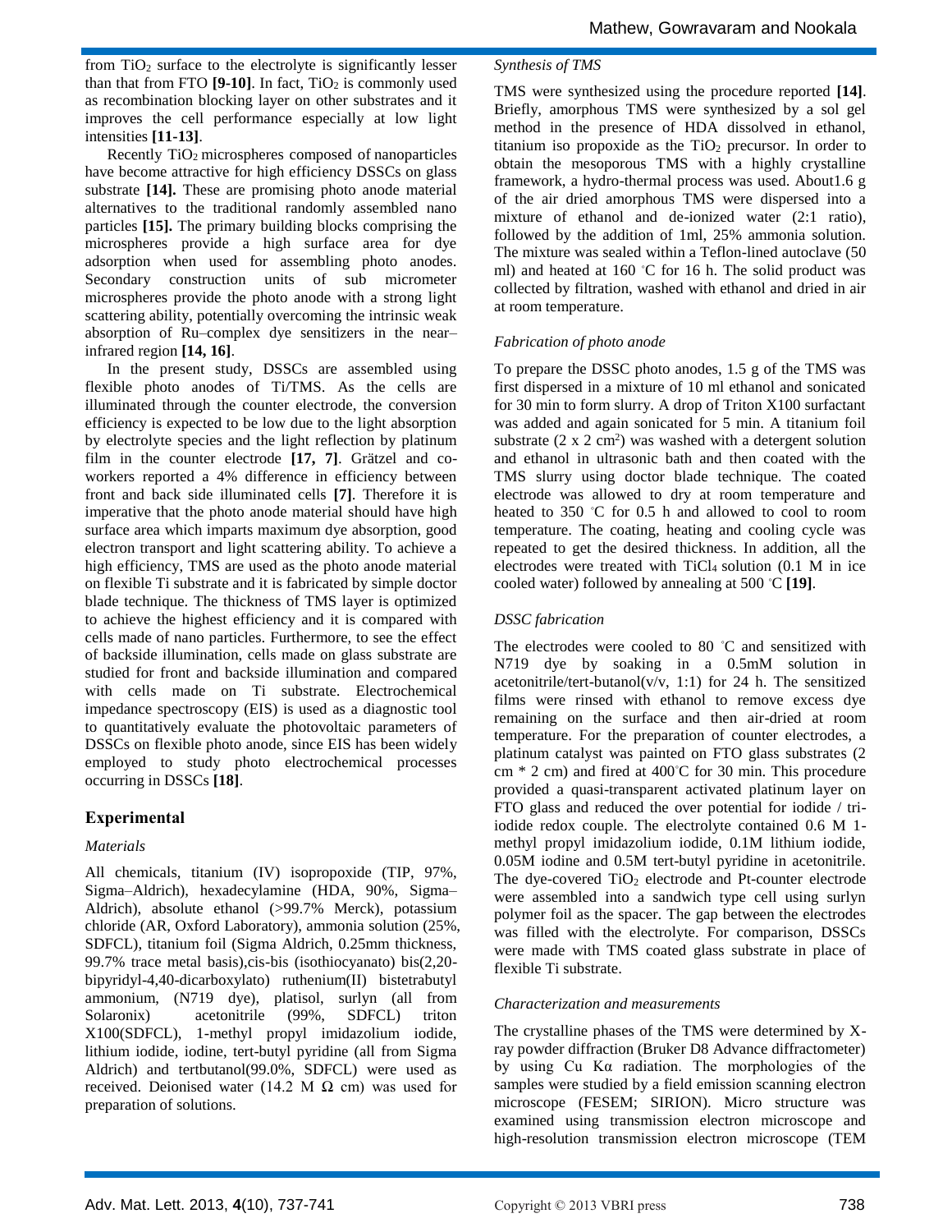from $TiO_2$ surface to the electrolyte is significantly lesser than that from FTO **[9-10]**. In fact, $TiO_2$ is commonly used as recombination blocking layer on other substrates and it improves the cell performance especially at low light intensities **[11-13]**.

Recently $TiO_2$ microspheres composed of nanoparticles have become attractive for high efficiency DSSCs on glass substrate **[14].** These are promising photo anode material alternatives to the traditional randomly assembled nano particles **[15].** The primary building blocks comprising the microspheres provide a high surface area for dye adsorption when used for assembling photo anodes. Secondary construction units of sub micrometer microspheres provide the photo anode with a strong light scattering ability, potentially overcoming the intrinsic weak absorption of Ru–complex dye sensitizers in the near–infrared region **[14, 16]**.

In the present study, DSSCs are assembled using flexible photo anodes of Ti/TMS. As the cells are illuminated through the counter electrode, the conversion efficiency is expected to be low due to the light absorption by electrolyte species and the light reflection by platinum film in the counter electrode **[17, 7]**. Grätzel and co-workers reported a 4% difference in efficiency between front and back side illuminated cells **[7]**. Therefore it is imperative that the photo anode material should have high surface area which imparts maximum dye absorption, good electron transport and light scattering ability. To achieve a high efficiency, TMS are used as the photo anode material on flexible Ti substrate and it is fabricated by simple doctor blade technique. The thickness of TMS layer is optimized to achieve the highest efficiency and it is compared with cells made of nano particles. Furthermore, to see the effect of backside illumination, cells made on glass substrate are studied for front and backside illumination and compared with cells made on Ti substrate. Electrochemical impedance spectroscopy (EIS) is used as a diagnostic tool to quantitatively evaluate the photovoltaic parameters of DSSCs on flexible photo anode, since EIS has been widely employed to study photo electrochemical processes occurring in DSSCs **[18]**.

## Experimental

### *Materials*

All chemicals, titanium (IV) isopropoxide (TIP, 97%, Sigma–Aldrich), hexadecylamine (HDA, 90%, Sigma–Aldrich), absolute ethanol (>99.7% Merck), potassium chloride (AR, Oxford Laboratory), ammonia solution (25%, SDFCL), titanium foil (Sigma Aldrich, 0.25mm thickness, 99.7% trace metal basis),cis-bis (isothiocyanato) bis(2,20-bipyridyl-4,40-dicarboxylato) ruthenium(II) bistetrabutyl ammonium, (N719 dye), platisol, surlyn (all from Solaronix) acetonitrile (99%, SDFCL) triton X100(SDFCL), 1-methyl propyl imidazolium iodide, lithium iodide, iodine, tert-butyl pyridine (all from Sigma Aldrich) and tertbutanol(99.0%, SDFCL) were used as received. Deionised water (14.2 M Ω cm) was used for preparation of solutions.

### *Synthesis of TMS*

TMS were synthesized using the procedure reported **[14]**. Briefly, amorphous TMS were synthesized by a sol gel method in the presence of HDA dissolved in ethanol, titanium iso propoxide as the $TiO_2$ precursor. In order to obtain the mesoporous TMS with a highly crystalline framework, a hydro-thermal process was used. About1.6 g of the air dried amorphous TMS were dispersed into a mixture of ethanol and de-ionized water (2:1 ratio), followed by the addition of 1ml, 25% ammonia solution. The mixture was sealed within a Teflon-lined autoclave (50 ml) and heated at 160 °C for 16 h. The solid product was collected by filtration, washed with ethanol and dried in air at room temperature.

### *Fabrication of photo anode*

To prepare the DSSC photo anodes, 1.5 g of the TMS was first dispersed in a mixture of 10 ml ethanol and sonicated for 30 min to form slurry. A drop of Triton X100 surfactant was added and again sonicated for 5 min. A titanium foil substrate (2 x 2 $cm^2$) was washed with a detergent solution and ethanol in ultrasonic bath and then coated with the TMS slurry using doctor blade technique. The coated electrode was allowed to dry at room temperature and heated to 350 °C for 0.5 h and allowed to cool to room temperature. The coating, heating and cooling cycle was repeated to get the desired thickness. In addition, all the electrodes were treated with $TiCl_4$ solution (0.1 M in ice cooled water) followed by annealing at 500 °C **[19]**.

### *DSSC fabrication*

The electrodes were cooled to 80 °C and sensitized with N719 dye by soaking in a 0.5mM solution in acetonitrile/tert-butanol(v/v, 1:1) for 24 h. The sensitized films were rinsed with ethanol to remove excess dye remaining on the surface and then air-dried at room temperature. For the preparation of counter electrodes, a platinum catalyst was painted on FTO glass substrates (2 cm * 2 cm) and fired at 400°C for 30 min. This procedure provided a quasi-transparent activated platinum layer on FTO glass and reduced the over potential for iodide / tri-iodide redox couple. The electrolyte contained 0.6 M 1-methyl propyl imidazolium iodide, 0.1M lithium iodide, 0.05M iodine and 0.5M tert-butyl pyridine in acetonitrile. The dye-covered $TiO_2$ electrode and Pt-counter electrode were assembled into a sandwich type cell using surlyn polymer foil as the spacer. The gap between the electrodes was filled with the electrolyte. For comparison, DSSCs were made with TMS coated glass substrate in place of flexible Ti substrate.

### *Characterization and measurements*

The crystalline phases of the TMS were determined by X-ray powder diffraction (Bruker D8 Advance diffractometer) by using Cu Kα radiation. The morphologies of the samples were studied by a field emission scanning electron microscope (FESEM; SIRION). Micro structure was examined using transmission electron microscope and high-resolution transmission electron microscope (TEM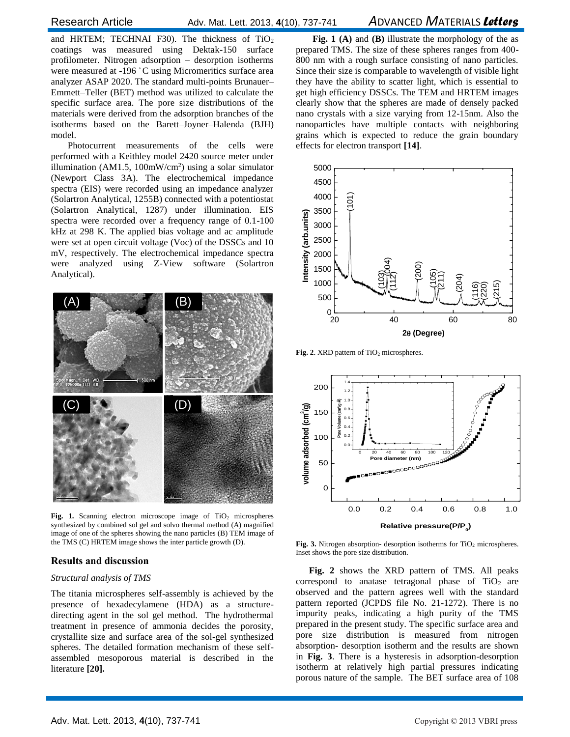and HRTEM; TECHNAI F30). The thickness of $TiO_2$ coatings was measured using Dektak-150 surface profilometer. Nitrogen adsorption – desorption isotherms were measured at -196 °C using Micromeritics surface area analyzer ASAP 2020. The standard multi-points Brunauer–Emmett–Teller (BET) method was utilized to calculate the specific surface area. The pore size distributions of the materials were derived from the adsorption branches of the isotherms based on the Barett–Joyner–Halenda (BJH) model.

Photocurrent measurements of the cells were performed with a Keithley model 2420 source meter under illumination (AM1.5, 100mW/cm$^2$) using a solar simulator (Newport Class 3A). The electrochemical impedance spectra (EIS) were recorded using an impedance analyzer (Solartron Analytical, 1255B) connected with a potentiostat (Solartron Analytical, 1287) under illumination. EIS spectra were recorded over a frequency range of 0.1-100 kHz at 298 K. The applied bias voltage and ac amplitude were set at open circuit voltage (Voc) of the DSSCs and 10 mV, respectively. The electrochemical impedance spectra were analyzed using Z-View software (Solartron Analytical).

**Fig. 1.** Scanning electron microscope image of $TiO_2$ microspheres synthesized by combined sol gel and solvo thermal method (A) magnified image of one of the spheres showing the nano particles (B) TEM image of the TMS (C) HRTEM image shows the inter particle growth (D).

## Results and discussion

### *Structural analysis of TMS*

The titania microspheres self-assembly is achieved by the presence of hexadecylamene (HDA) as a structure-directing agent in the sol gel method. The hydrothermal treatment in presence of ammonia decides the porosity, crystallite size and surface area of the sol-gel synthesized spheres. The detailed formation mechanism of these self-assembled mesoporous material is described in the literature **[20].**

**Fig. 1 (A)** and **(B)** illustrate the morphology of the as prepared TMS. The size of these spheres ranges from 400-800 nm with a rough surface consisting of nano particles. Since their size is comparable to wavelength of visible light they have the ability to scatter light, which is essential to get high efficiency DSSCs. The TEM and HRTEM images clearly show that the spheres are made of densely packed nano crystals with a size varying from 12-15nm. Also the nanoparticles have multiple contacts with neighboring grains which is expected to reduce the grain boundary effects for electron transport **[14]**.

**Fig. 2**. XRD pattern of $TiO_2$ microspheres.

**Fig. 3.** Nitrogen absorption- desorption isotherms for $TiO_2$ microspheres. Inset shows the pore size distribution.

**Fig. 2** shows the XRD pattern of TMS. All peaks correspond to anatase tetragonal phase of $TiO_2$ are observed and the pattern agrees well with the standard pattern reported (JCPDS file No. 21-1272). There is no impurity peaks, indicating a high purity of the TMS prepared in the present study. The specific surface area and pore size distribution is measured from nitrogen absorption- desorption isotherm and the results are shown in **Fig. 3**. There is a hysteresis in adsorption-desorption isotherm at relatively high partial pressures indicating porous nature of the sample. The BET surface area of 108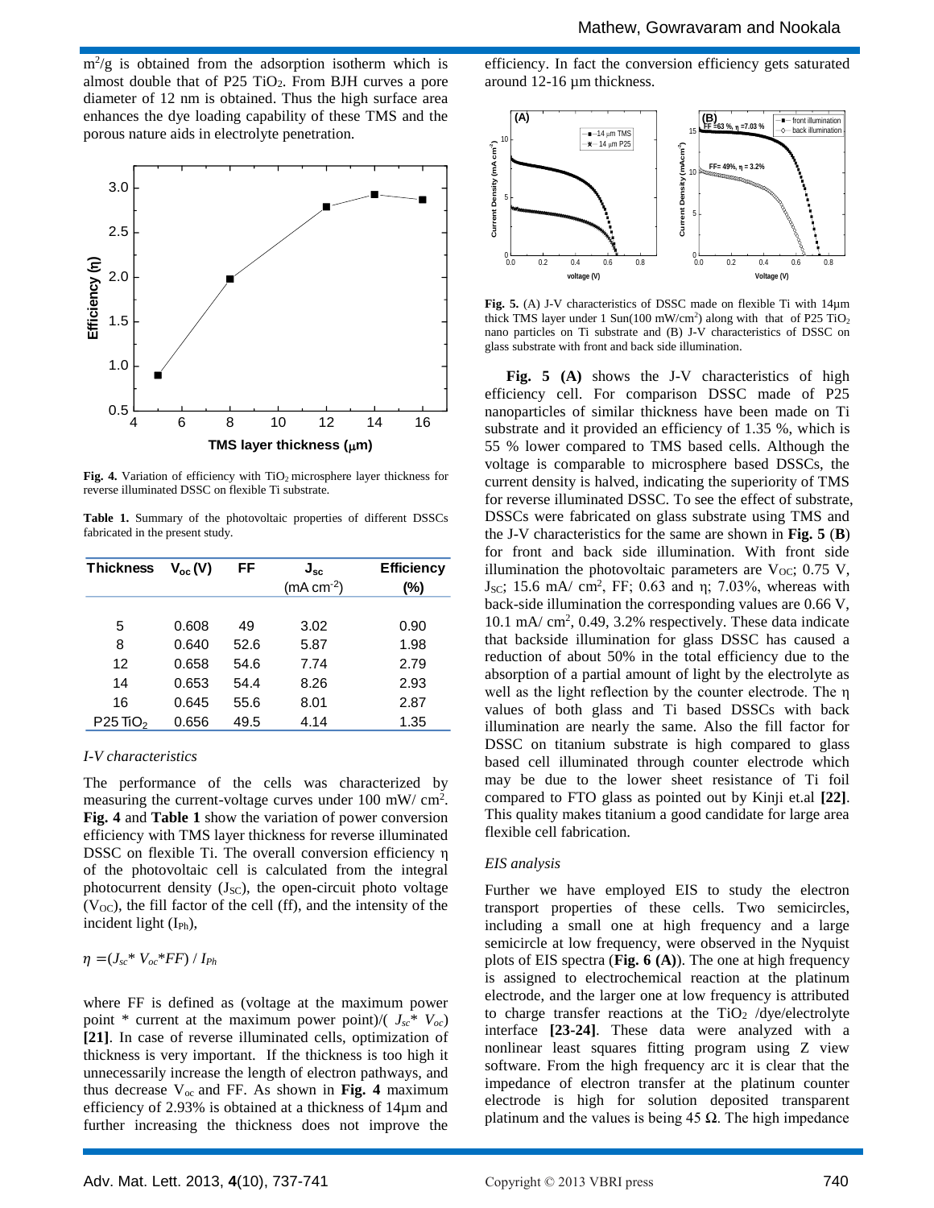$m^2/g$ is obtained from the adsorption isotherm which is almost double that of P25 $TiO_2$. From BJH curves a pore diameter of 12 nm is obtained. Thus the high surface area enhances the dye loading capability of these TMS and the porous nature aids in electrolyte penetration.

**Fig. 4.** Variation of efficiency with $TiO_2$ microsphere layer thickness for reverse illuminated DSSC on flexible Ti substrate.

**Table 1.** Summary of the photovoltaic properties of different DSSCs fabricated in the present study.

| Thickness | $V_{oc}$ (V) | FF | $J_{sc}$ (mA $cm^{-2}$) | Efficiency (%) |
|---|---|---|---|---|
| 5 | 0.608 | 49 | 3.02 | 0.90 |
| 8 | 0.640 | 52.6 | 5.87 | 1.98 |
| 12 | 0.658 | 54.6 | 7.74 | 2.79 |
| 14 | 0.653 | 54.4 | 8.26 | 2.93 |
| 16 | 0.645 | 55.6 | 8.01 | 2.87 |
| P25 $TiO_2$ | 0.656 | 49.5 | 4.14 | 1.35 |

*I-V characteristics*

The performance of the cells was characterized by measuring the current-voltage curves under 100 mW/ $cm^2$. **Fig. 4** and **Table 1** show the variation of power conversion efficiency with TMS layer thickness for reverse illuminated DSSC on flexible Ti. The overall conversion efficiency η of the photovoltaic cell is calculated from the integral photocurrent density ($J_{SC}$), the open-circuit photo voltage ($V_{OC}$), the fill factor of the cell (ff), and the intensity of the incident light ($I_{Ph}$),

$$\eta = (J_{sc} * V_{oc} * FF) / I_{Ph}$$

where FF is defined as (voltage at the maximum power point * current at the maximum power point)/( $J_{sc}$* $V_{oc}$) **[21]**. In case of reverse illuminated cells, optimization of thickness is very important. If the thickness is too high it unnecessarily increase the length of electron pathways, and thus decrease $V_{oc}$ and FF. As shown in **Fig. 4** maximum efficiency of 2.93% is obtained at a thickness of 14µm and further increasing the thickness does not improve the efficiency. In fact the conversion efficiency gets saturated around 12-16 µm thickness.

**Fig. 5.** (A) J-V characteristics of DSSC made on flexible Ti with 14µm thick TMS layer under 1 Sun(100 mW/$cm^2$) along with that of P25 $TiO_2$ nano particles on Ti substrate and (B) J-V characteristics of DSSC on glass substrate with front and back side illumination.

**Fig. 5 (A)** shows the J-V characteristics of high efficiency cell. For comparison DSSC made of P25 nanoparticles of similar thickness have been made on Ti substrate and it provided an efficiency of 1.35 %, which is 55 % lower compared to TMS based cells. Although the voltage is comparable to microsphere based DSSCs, the current density is halved, indicating the superiority of TMS for reverse illuminated DSSC. To see the effect of substrate, DSSCs were fabricated on glass substrate using TMS and the J-V characteristics for the same are shown in **Fig. 5** (**B**) for front and back side illumination. With front side illumination the photovoltaic parameters are $V_{OC}$; 0.75 V, $J_{SC}$; 15.6 mA/ $cm^2$, FF; 0.63 and η; 7.03%, whereas with back-side illumination the corresponding values are 0.66 V, 10.1 mA/ $cm^2$, 0.49, 3.2% respectively. These data indicate that backside illumination for glass DSSC has caused a reduction of about 50% in the total efficiency due to the absorption of a partial amount of light by the electrolyte as well as the light reflection by the counter electrode. The η values of both glass and Ti based DSSCs with back illumination are nearly the same. Also the fill factor for DSSC on titanium substrate is high compared to glass based cell illuminated through counter electrode which may be due to the lower sheet resistance of Ti foil compared to FTO glass as pointed out by Kinji et.al **[22]**. This quality makes titanium a good candidate for large area flexible cell fabrication.

*EIS analysis*

Further we have employed EIS to study the electron transport properties of these cells. Two semicircles, including a small one at high frequency and a large semicircle at low frequency, were observed in the Nyquist plots of EIS spectra (**Fig. 6 (A)**). The one at high frequency is assigned to electrochemical reaction at the platinum electrode, and the larger one at low frequency is attributed to charge transfer reactions at the $TiO_2$ /dye/electrolyte interface **[23-24]**. These data were analyzed with a nonlinear least squares fitting program using Z view software. From the high frequency arc it is clear that the impedance of electron transfer at the platinum counter electrode is high for solution deposited transparent platinum and the values is being 45 Ω. The high impedance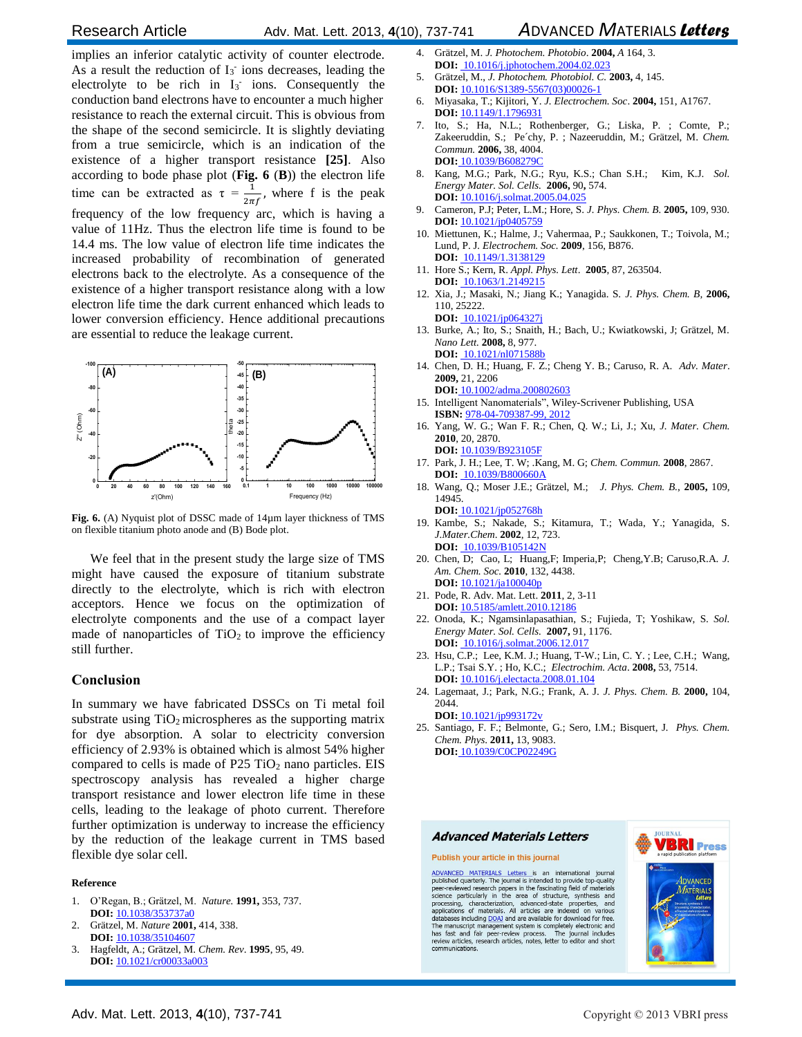implies an inferior catalytic activity of counter electrode. As a result the reduction of $I_3^-$ ions decreases, leading the electrolyte to be rich in $I_3^-$ ions. Consequently the conduction band electrons have to encounter a much higher resistance to reach the external circuit. This is obvious from the shape of the second semicircle. It is slightly deviating from a true semicircle, which is an indication of the existence of a higher transport resistance **[25]**. Also according to bode phase plot (**Fig. 6** (**B**)) the electron life time can be extracted as $\tau = \frac{1}{2\pi f}$, where f is the peak frequency of the low frequency arc, which is having a value of 11Hz. Thus the electron life time is found to be 14.4 ms. The low value of electron life time indicates the increased probability of recombination of generated electrons back to the electrolyte. As a consequence of the existence of a higher transport resistance along with a low electron life time the dark current enhanced which leads to lower conversion efficiency. Hence additional precautions are essential to reduce the leakage current.

(A)
Z'' (Ohm)
z'(Ohm)
-100 -80 -60 -40 -20 0
0 20 40 60 80 100 120 140 160

(B)
theta
Frequency (Hz)
-50 -45 -40 -35 -30 -25 -20 -15 -10 -5 0
0.1 1 10 100 1000 10000 100000

**Fig. 6.** (A) Nyquist plot of DSSC made of 14µm layer thickness of TMS on flexible titanium photo anode and (B) Bode plot.

We feel that in the present study the large size of TMS might have caused the exposure of titanium substrate directly to the electrolyte, which is rich with electron acceptors. Hence we focus on the optimization of electrolyte components and the use of a compact layer made of nanoparticles of $TiO_2$ to improve the efficiency still further.

## Conclusion

In summary we have fabricated DSSCs on Ti metal foil substrate using $TiO_2$ microspheres as the supporting matrix for dye absorption. A solar to electricity conversion efficiency of 2.93% is obtained which is almost 54% higher compared to cells is made of P25 $TiO_2$ nano particles. EIS spectroscopy analysis has revealed a higher charge transport resistance and lower electron life time in these cells, leading to the leakage of photo current. Therefore further optimization is underway to increase the efficiency by the reduction of the leakage current in TMS based flexible dye solar cell.

### Reference

1. O'Regan, B.; Grätzel, M. *Nature.* **1991,** 353, 737. **DOI:** 10.1038/353737a0
2. Grätzel, M. *Nature* **2001,** 414, 338. **DOI:** 10.1038/35104607
3. Hagfeldt, A.; Grätzel, M. *Chem. Rev*. **1995**, 95, 49. **DOI:** 10.1021/cr00033a003
4. Grätzel, M. *J. Photochem. Photobio*. **2004,** *A* 164, 3. **DOI:** 10.1016/j.jphotochem.2004.02.023
5. Grätzel, M., *J. Photochem. Photobiol. C.* **2003,** 4, 145. **DOI:** 10.1016/S1389-5567(03)00026-1
6. Miyasaka, T.; Kijitori, Y. *J. Electrochem. Soc*. **2004,** 151, A1767. **DOI:** 10.1149/1.1796931
7. Ito, S.; Ha, N.L.; Rothenberger, G.; Liska, P. ; Comte, P.; Zakeeruddin, S.; Pe´chy, P. ; Nazeeruddin, M.; Grätzel, M. *Chem. Commun.* **2006,** 38, 4004. **DOI:** 10.1039/B608279C
8. Kang, M.G.; Park, N.G.; Ryu, K.S.; Chan S.H.; Kim, K.J. *Sol. Energy Mater. Sol. Cells*. **2006,** 90**,** 574. **DOI:** 10.1016/j.solmat.2005.04.025
9. Cameron, P.J; Peter, L.M.; Hore, S. *J. Phys. Chem. B.* **2005,** 109, 930. **DOI:** 10.1021/jp0405759
10. Miettunen, K.; Halme, J.; Vahermaa, P.; Saukkonen, T.; Toivola, M.; Lund, P. J. *Electrochem. Soc.* **2009**, 156, B876. **DOI:** 10.1149/1.3138129
11. Hore S.; Kern, R. *Appl. Phys. Lett*. **2005**, 87, 263504. **DOI:** 10.1063/1.2149215
12. Xia, J.; Masaki, N.; Jiang K.; Yanagida. S. *J. Phys. Chem. B*, **2006,** 110, 25222. **DOI:** 10.1021/jp064327j
13. Burke, A.; Ito, S.; Snaith, H.; Bach, U.; Kwiatkowski, J; Grätzel, M. *Nano Lett.* **2008,** 8, 977. **DOI:** 10.1021/nl071588b
14. Chen, D. H.; Huang, F. Z.; Cheng Y. B.; Caruso, R. A. *Adv. Mater*. **2009,** 21, 2206 **DOI:** 10.1002/adma.200802603
15. Intelligent Nanomaterials", Wiley-Scrivener Publishing, USA **ISBN:** 978-04-709387-99, 2012
16. Yang, W. G.; Wan F. R.; Chen, Q. W.; Li, J.; Xu, *J. Mater. Chem.* **2010**, 20, 2870. **DOI:** 10.1039/B923105F
17. Park, J. H.; Lee, T. W; .Kang, M. G; *Chem. Commun.* **2008**, 2867. **DOI:** 10.1039/B800660A
18. Wang, Q.; Moser J.E.; Grätzel, M.; *J. Phys. Chem. B.*, **2005,** 109, 14945. **DOI:** 10.1021/jp052768h
19. Kambe, S.; Nakade, S.; Kitamura, T.; Wada, Y.; Yanagida, S. *J.Mater.Chem*. **2002**, 12, 723. **DOI:** 10.1039/B105142N
20. Chen, D; Cao, L; Huang,F; Imperia,P; Cheng,Y.B; Caruso,R.A. *J. Am. Chem. Soc.* **2010**, 132, 4438. **DOI:** 10.1021/ja100040p
21. Pode, R. Adv. Mat. Lett. **2011**, 2, 3-11 **DOI:** 10.5185/amlett.2010.12186
22. Onoda, K.; Ngamsinlapasathian, S.; Fujieda, T; Yoshikaw, S. *Sol. Energy Mater. Sol. Cells.* **2007,** 91, 1176. **DOI:** 10.1016/j.solmat.2006.12.017
23. Hsu, C.P.; Lee, K.M. J.; Huang, T-W.; Lin, C. Y. ; Lee, C.H.; Wang, L.P.; Tsai S.Y. ; Ho, K.C.; *Electrochim. Acta*. **2008,** 53, 7514. **DOI:** 10.1016/j.electacta.2008.01.104
24. Lagemaat, J.; Park, N.G.; Frank, A. J. *J. Phys. Chem. B.* **2000,** 104, 2044. **DOI:** 10.1021/jp993172v
25. Santiago, F. F.; Belmonte, G.; Sero, I.M.; Bisquert, J. *Phys. Chem. Chem. Phys.* **2011,** 13, 9083. **DOI:** 10.1039/C0CP02249G

***Advanced Materials Letters***

**Publish your article in this journal**

ADVANCED MATERIALS Letters is an international journal published quarterly. The journal is intended to provide top-quality peer-reviewed research papers in the fascinating field of materials science particularly in the area of structure, synthesis and processing, characterization, advanced-state properties, and applications of materials. All articles are indexed on various databases including DOAJ and are available for download for free. The manuscript management system is completely electronic and has fast and fair peer-review process. The journal includes review articles, research articles, notes, letter to editor and short communications.